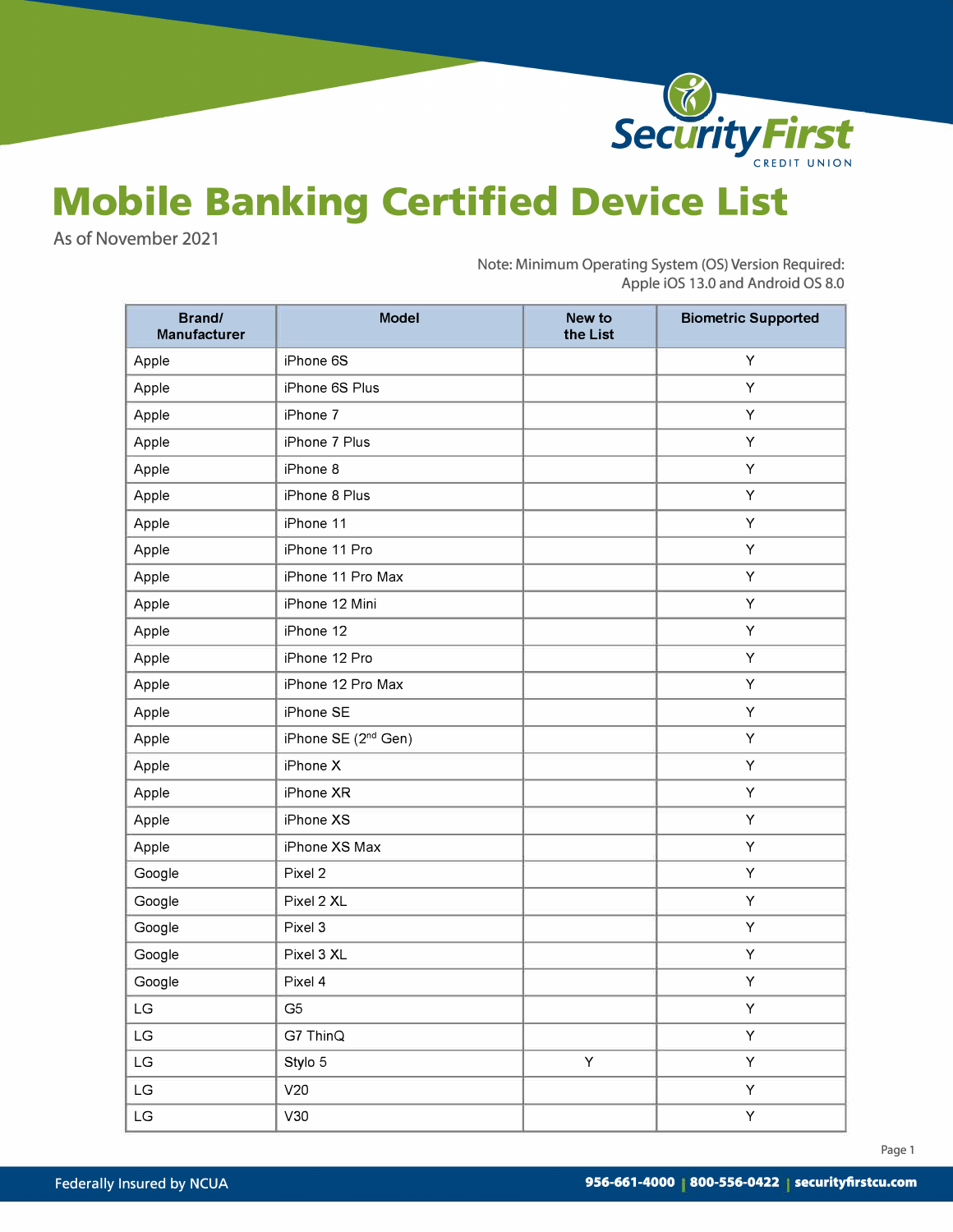Security First CREDIT UNION

# Mobile Banking Certified Device List

As of November 2021

Note: Minimum Operating System (OS) Version Required:
Apple iOS 13.0 and Android OS 8.0

| Brand/ Manufacturer | Model | New to the List | Biometric Supported |
|---|---|---|---|
| Apple | iPhone 6S | | Y |
| Apple | iPhone 6S Plus | | Y |
| Apple | iPhone 7 | | Y |
| Apple | iPhone 7 Plus | | Y |
| Apple | iPhone 8 | | Y |
| Apple | iPhone 8 Plus | | Y |
| Apple | iPhone 11 | | Y |
| Apple | iPhone 11 Pro | | Y |
| Apple | iPhone 11 Pro Max | | Y |
| Apple | iPhone 12 Mini | | Y |
| Apple | iPhone 12 | | Y |
| Apple | iPhone 12 Pro | | Y |
| Apple | iPhone 12 Pro Max | | Y |
| Apple | iPhone SE | | Y |
| Apple | iPhone SE (2nd Gen) | | Y |
| Apple | iPhone X | | Y |
| Apple | iPhone XR | | Y |
| Apple | iPhone XS | | Y |
| Apple | iPhone XS Max | | Y |
| Google | Pixel 2 | | Y |
| Google | Pixel 2 XL | | Y |
| Google | Pixel 3 | | Y |
| Google | Pixel 3 XL | | Y |
| Google | Pixel 4 | | Y |
| LG | G5 | | Y |
| LG | G7 ThinQ | | Y |
| LG | Stylo 5 | Y | Y |
| LG | V20 | | Y |
| LG | V30 | | Y |

Federally Insured by NCUA

956-661-4000 | 800-556-0422 | securityfirstcu.com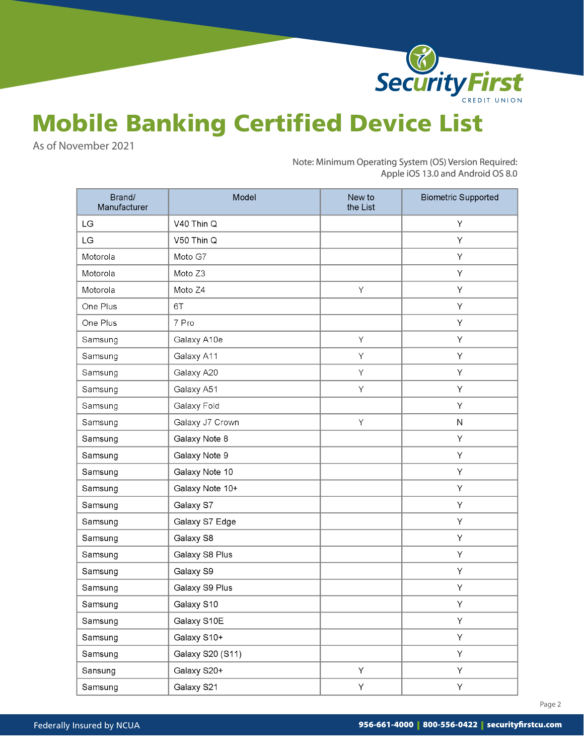# Mobile Banking Certified Device List

As of November 2021

Note: Minimum Operating System (OS) Version Required:
Apple iOS 13.0 and Android OS 8.0

| Brand/ Manufacturer | Model | New to the List | Biometric Supported |
|---|---|---|---|
| LG | V40 Thin Q | | Y |
| LG | V50 Thin Q | | Y |
| Motorola | Moto G7 | | Y |
| Motorola | Moto Z3 | | Y |
| Motorola | Moto Z4 | Y | Y |
| One Plus | 6T | | Y |
| One Plus | 7 Pro | | Y |
| Samsung | Galaxy A10e | Y | Y |
| Samsung | Galaxy A11 | Y | Y |
| Samsung | Galaxy A20 | Y | Y |
| Samsung | Galaxy A51 | Y | Y |
| Samsung | Galaxy Fold | | Y |
| Samsung | Galaxy J7 Crown | Y | N |
| Samsung | Galaxy Note 8 | | Y |
| Samsung | Galaxy Note 9 | | Y |
| Samsung | Galaxy Note 10 | | Y |
| Samsung | Galaxy Note 10+ | | Y |
| Samsung | Galaxy S7 | | Y |
| Samsung | Galaxy S7 Edge | | Y |
| Samsung | Galaxy S8 | | Y |
| Samsung | Galaxy S8 Plus | | Y |
| Samsung | Galaxy S9 | | Y |
| Samsung | Galaxy S9 Plus | | Y |
| Samsung | Galaxy S10 | | Y |
| Samsung | Galaxy S10E | | Y |
| Samsung | Galaxy S10+ | | Y |
| Samsung | Galaxy S20 (S11) | | Y |
| Sansung | Galaxy S20+ | Y | Y |
| Samsung | Galaxy S21 | Y | Y |

Federally Insured by NCUA

956-661-4000 | 800-556-0422 | securityfirstcu.com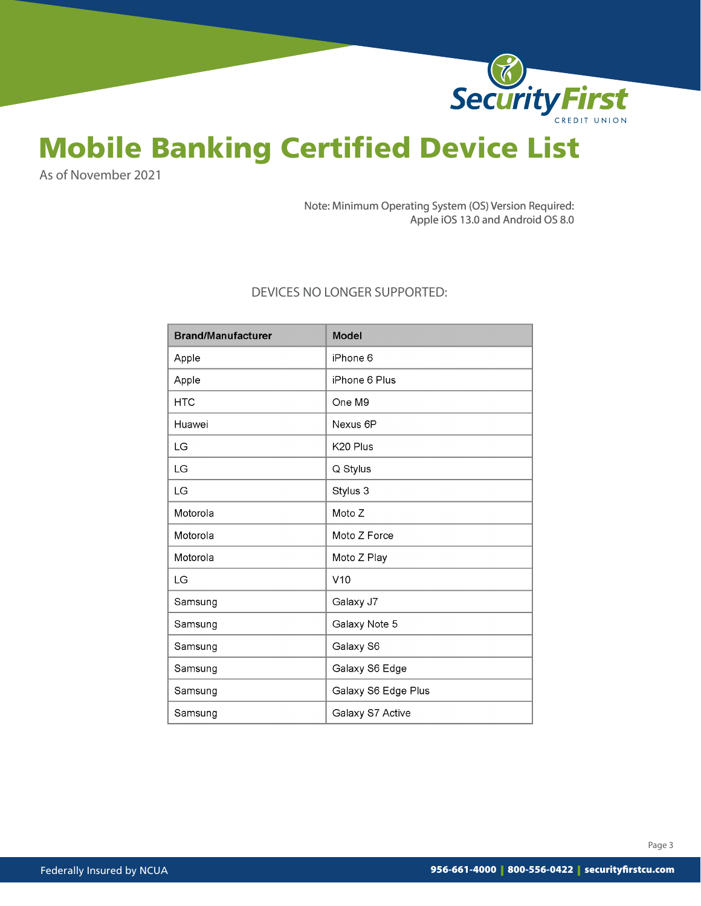# Mobile Banking Certified Device List

As of November 2021

Note: Minimum Operating System (OS) Version Required:
Apple iOS 13.0 and Android OS 8.0

DEVICES NO LONGER SUPPORTED:

| Brand/Manufacturer | Model |
|---|---|
| Apple | iPhone 6 |
| Apple | iPhone 6 Plus |
| HTC | One M9 |
| Huawei | Nexus 6P |
| LG | K20 Plus |
| LG | Q Stylus |
| LG | Stylus 3 |
| Motorola | Moto Z |
| Motorola | Moto Z Force |
| Motorola | Moto Z Play |
| LG | V10 |
| Samsung | Galaxy J7 |
| Samsung | Galaxy Note 5 |
| Samsung | Galaxy S6 |
| Samsung | Galaxy S6 Edge |
| Samsung | Galaxy S6 Edge Plus |
| Samsung | Galaxy S7 Active |

Federally Insured by NCUA

956-661-4000 | 800-556-0422 | securityfirstcu.com